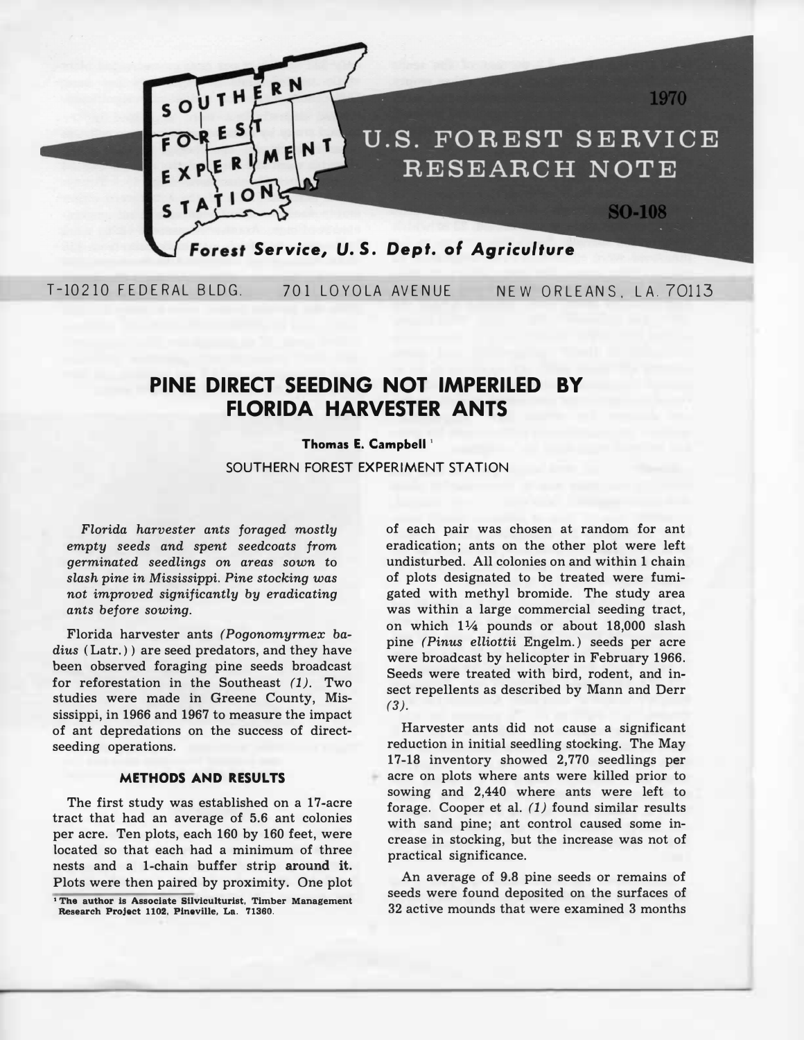SOUTHERN FOREST EXPERIMENT STATION

1970

U.S. FOREST SERVICE RESEARCH NOTE

SO-108

*Forest Service, U. S. Dept. of Agriculture*

T-10210 FEDERAL BLDG. 701 LOYOLA AVENUE NEW ORLEANS, LA. 70113

# PINE DIRECT SEEDING NOT IMPERILED BY FLORIDA HARVESTER ANTS

**Thomas E. Campbell** [1]

SOUTHERN FOREST EXPERIMENT STATION

*Florida harvester ants foraged mostly empty seeds and spent seedcoats from germinated seedlings on areas sown to slash pine in Mississippi. Pine stocking was not improved significantly by eradicating ants before sowing.*

Florida harvester ants *(Pogonomyrmex badius* (Latr.)) are seed predators, and they have been observed foraging pine seeds broadcast for reforestation in the Southeast *(1)*. Two studies were made in Greene County, Mississippi, in 1966 and 1967 to measure the impact of ant depredations on the success of direct-seeding operations.

## METHODS AND RESULTS

The first study was established on a 17-acre tract that had an average of 5.6 ant colonies per acre. Ten plots, each 160 by 160 feet, were located so that each had a minimum of three nests and a 1-chain buffer strip around it. Plots were then paired by proximity. One plot of each pair was chosen at random for ant eradication; ants on the other plot were left undisturbed. All colonies on and within 1 chain of plots designated to be treated were fumigated with methyl bromide. The study area was within a large commercial seeding tract, on which 1¼ pounds or about 18,000 slash pine *(Pinus elliottii* Engelm.) seeds per acre were broadcast by helicopter in February 1966. Seeds were treated with bird, rodent, and insect repellents as described by Mann and Derr *(3)*.

Harvester ants did not cause a significant reduction in initial seedling stocking. The May 17-18 inventory showed 2,770 seedlings per acre on plots where ants were killed prior to sowing and 2,440 where ants were left to forage. Cooper et al. *(1)* found similar results with sand pine; ant control caused some increase in stocking, but the increase was not of practical significance.

An average of 9.8 pine seeds or remains of seeds were found deposited on the surfaces of 32 active mounds that were examined 3 months

[1] The author is Associate Silviculturist, Timber Management Research Project 1102, Pineville, La. 71360.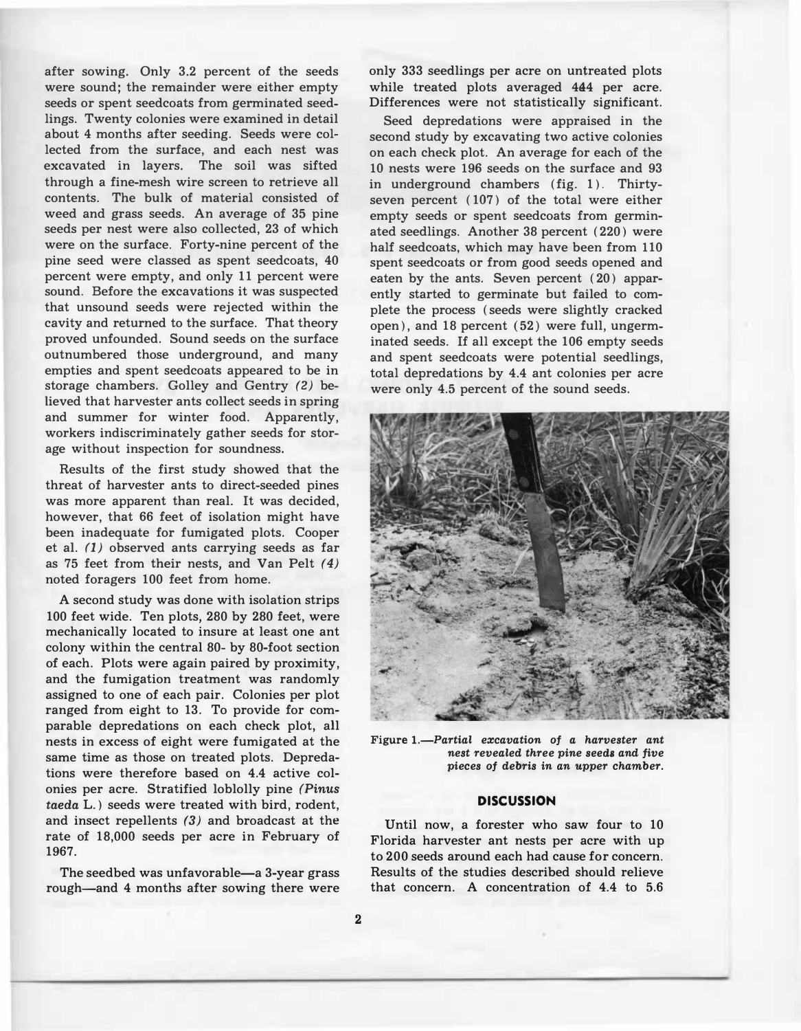after sowing. Only 3.2 percent of the seeds were sound; the remainder were either empty seeds or spent seedcoats from germinated seedlings. Twenty colonies were examined in detail about 4 months after seeding. Seeds were collected from the surface, and each nest was excavated in layers. The soil was sifted through a fine-mesh wire screen to retrieve all contents. The bulk of material consisted of weed and grass seeds. An average of 35 pine seeds per nest were also collected, 23 of which were on the surface. Forty-nine percent of the pine seed were classed as spent seedcoats, 40 percent were empty, and only 11 percent were sound. Before the excavations it was suspected that unsound seeds were rejected within the cavity and returned to the surface. That theory proved unfounded. Sound seeds on the surface outnumbered those underground, and many empties and spent seedcoats appeared to be in storage chambers. Golley and Gentry *(2)* believed that harvester ants collect seeds in spring and summer for winter food. Apparently, workers indiscriminately gather seeds for storage without inspection for soundness.

Results of the first study showed that the threat of harvester ants to direct-seeded pines was more apparent than real. It was decided, however, that 66 feet of isolation might have been inadequate for fumigated plots. Cooper et al. *(1)* observed ants carrying seeds as far as 75 feet from their nests, and Van Pelt *(4)* noted foragers 100 feet from home.

A second study was done with isolation strips 100 feet wide. Ten plots, 280 by 280 feet, were mechanically located to insure at least one ant colony within the central 80- by 80-foot section of each. Plots were again paired by proximity, and the fumigation treatment was randomly assigned to one of each pair. Colonies per plot ranged from eight to 13. To provide for comparable depredations on each check plot, all nests in excess of eight were fumigated at the same time as those on treated plots. Depredations were therefore based on 4.4 active colonies per acre. Stratified loblolly pine *(Pinus taeda* L.) seeds were treated with bird, rodent, and insect repellents *(3)* and broadcast at the rate of 18,000 seeds per acre in February of 1967.

The seedbed was unfavorable—a 3-year grass rough—and 4 months after sowing there were only 333 seedlings per acre on untreated plots while treated plots averaged 444 per acre. Differences were not statistically significant.

Seed depredations were appraised in the second study by excavating two active colonies on each check plot. An average for each of the 10 nests were 196 seeds on the surface and 93 in underground chambers (fig. 1). Thirty-seven percent (107) of the total were either empty seeds or spent seedcoats from germinated seedlings. Another 38 percent (220) were half seedcoats, which may have been from 110 spent seedcoats or from good seeds opened and eaten by the ants. Seven percent (20) apparently started to germinate but failed to complete the process (seeds were slightly cracked open), and 18 percent (52) were full, ungerminated seeds. If all except the 106 empty seeds and spent seedcoats were potential seedlings, total depredations by 4.4 ant colonies per acre were only 4.5 percent of the sound seeds.

Figure 1.—*Partial excavation of a harvester ant nest revealed three pine seeds and five pieces of debris in an upper chamber.*

## DISCUSSION

Until now, a forester who saw four to 10 Florida harvester ant nests per acre with up to 200 seeds around each had cause for concern. Results of the studies described should relieve that concern. A concentration of 4.4 to 5.6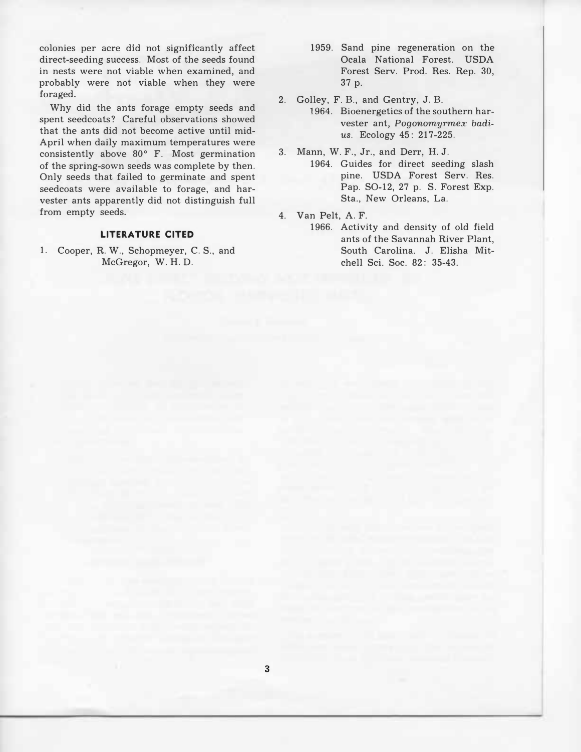colonies per acre did not significantly affect direct-seeding success. Most of the seeds found in nests were not viable when examined, and probably were not viable when they were foraged.

Why did the ants forage empty seeds and spent seedcoats? Careful observations showed that the ants did not become active until mid-April when daily maximum temperatures were consistently above 80° F. Most germination of the spring-sown seeds was complete by then. Only seeds that failed to germinate and spent seedcoats were available to forage, and harvester ants apparently did not distinguish full from empty seeds.

### LITERATURE CITED

1. Cooper, R. W., Schopmeyer, C. S., and McGregor, W. H. D.
   1959. Sand pine regeneration on the Ocala National Forest. USDA Forest Serv. Prod. Res. Rep. 30, 37 p.
2. Golley, F. B., and Gentry, J. B.
   1964. Bioenergetics of the southern harvester ant, *Pogonomyrmex badius*. Ecology 45: 217-225.
3. Mann, W. F., Jr., and Derr, H. J.
   1964. Guides for direct seeding slash pine. USDA Forest Serv. Res. Pap. SO-12, 27 p. S. Forest Exp. Sta., New Orleans, La.
4. Van Pelt, A. F.
   1966. Activity and density of old field ants of the Savannah River Plant, South Carolina. J. Elisha Mitchell Sci. Soc. 82: 35-43.